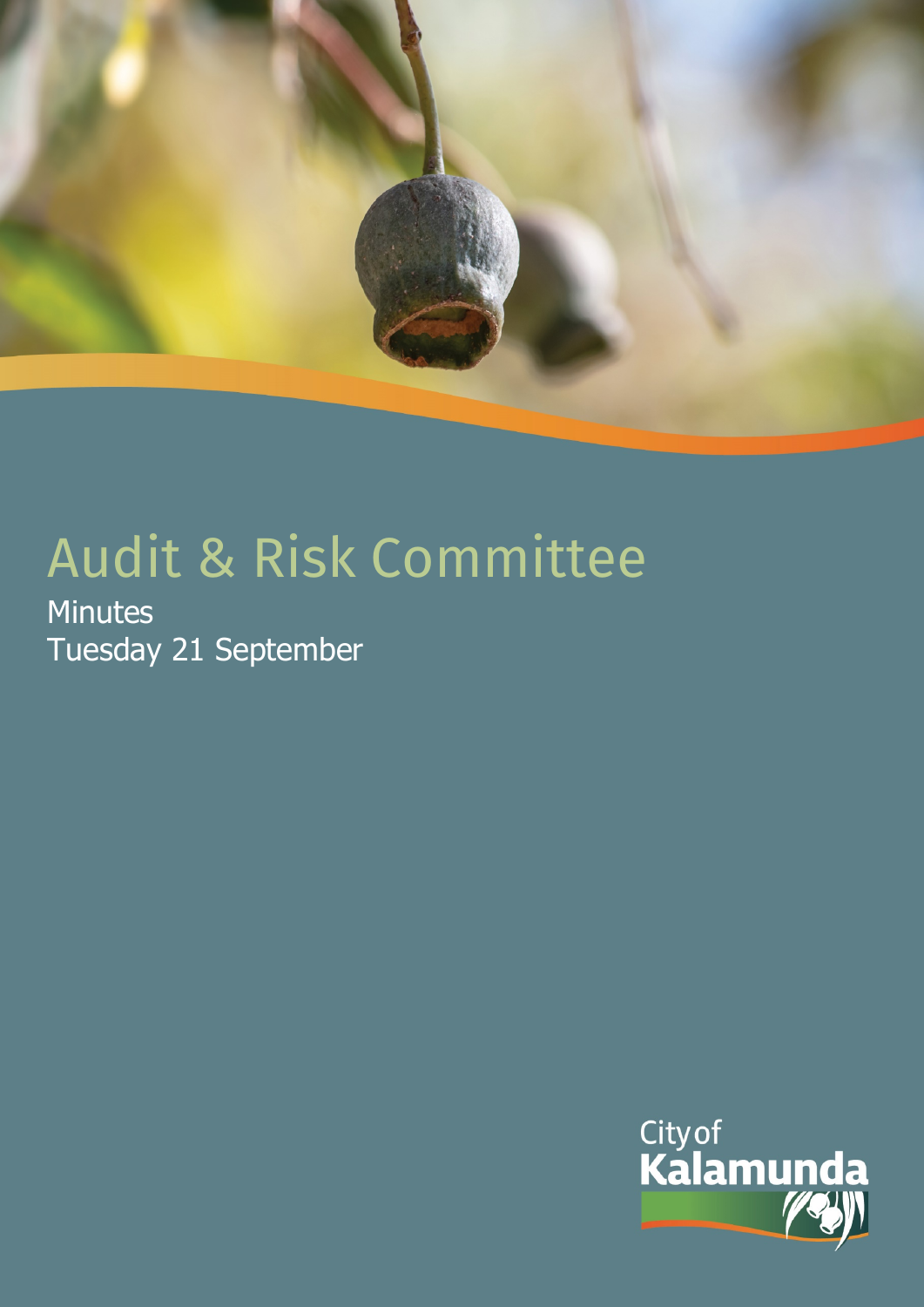# Audit & Risk Committee

Minutes

Tuesday 21 September

City of Kalamunda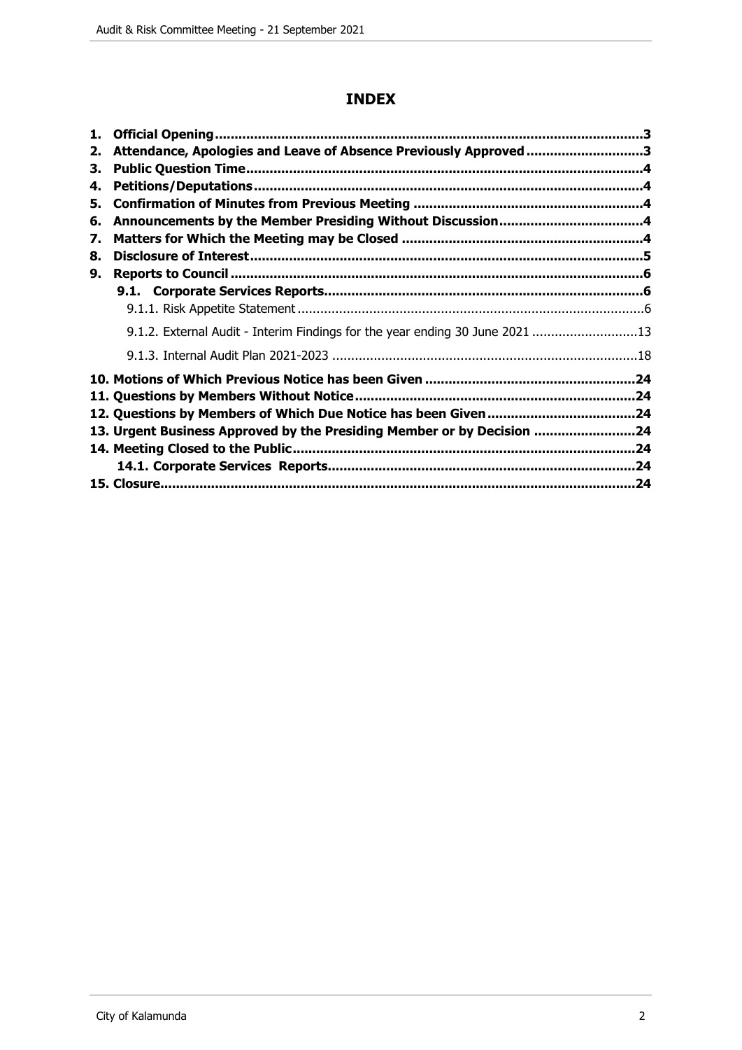# INDEX

1. **Official Opening** ............................................................................................................3
2. **Attendance, Apologies and Leave of Absence Previously Approved** .............................3
3. **Public Question Time** ....................................................................................................4
4. **Petitions/Deputations** ..................................................................................................4
5. **Confirmation of Minutes from Previous Meeting** ..........................................................4
6. **Announcements by the Member Presiding Without Discussion** ....................................4
7. **Matters for Which the Meeting may be Closed** .............................................................4
8. **Disclosure of Interest** ...................................................................................................5
9. **Reports to Council** .........................................................................................................6
   - **9.1. Corporate Services Reports** .................................................................................6
     - 9.1.1. Risk Appetite Statement ...........................................................................................6
     - 9.1.2. External Audit - Interim Findings for the year ending 30 June 2021 ............................13
     - 9.1.3. Internal Audit Plan 2021-2023 ..................................................................................18

10. **Motions of Which Previous Notice has been Given** .....................................................24
11. **Questions by Members Without Notice** .......................................................................24
12. **Questions by Members of Which Due Notice has been Given** ......................................24
13. **Urgent Business Approved by the Presiding Member or by Decision** .........................24
14. **Meeting Closed to the Public** .......................................................................................24
    - **14.1. Corporate Services Reports** ..............................................................................24
15. **Closure** .........................................................................................................................24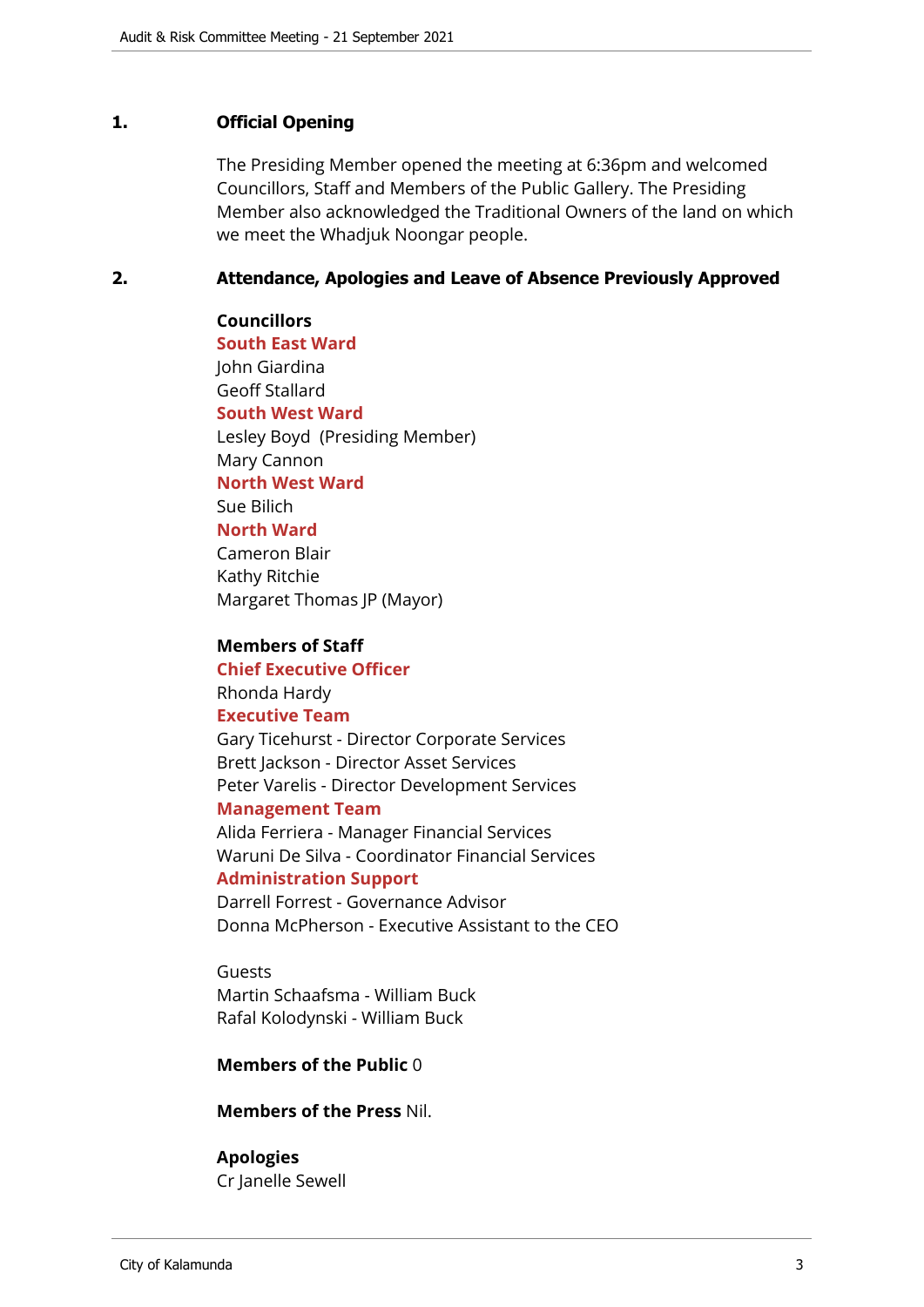## 1. Official Opening

The Presiding Member opened the meeting at 6:36pm and welcomed Councillors, Staff and Members of the Public Gallery. The Presiding Member also acknowledged the Traditional Owners of the land on which we meet the Whadjuk Noongar people.

## 2. Attendance, Apologies and Leave of Absence Previously Approved

**Councillors**

**South East Ward**
John Giardina
Geoff Stallard

**South West Ward**
Lesley Boyd (Presiding Member)
Mary Cannon

**North West Ward**
Sue Bilich

**North Ward**
Cameron Blair
Kathy Ritchie
Margaret Thomas JP (Mayor)

**Members of Staff**

**Chief Executive Officer**
Rhonda Hardy

**Executive Team**
Gary Ticehurst - Director Corporate Services
Brett Jackson - Director Asset Services
Peter Varelis - Director Development Services

**Management Team**
Alida Ferriera - Manager Financial Services
Waruni De Silva - Coordinator Financial Services

**Administration Support**
Darrell Forrest - Governance Advisor
Donna McPherson - Executive Assistant to the CEO

Guests
Martin Schaafsma - William Buck
Rafal Kolodynski - William Buck

**Members of the Public** 0

**Members of the Press** Nil.

**Apologies**
Cr Janelle Sewell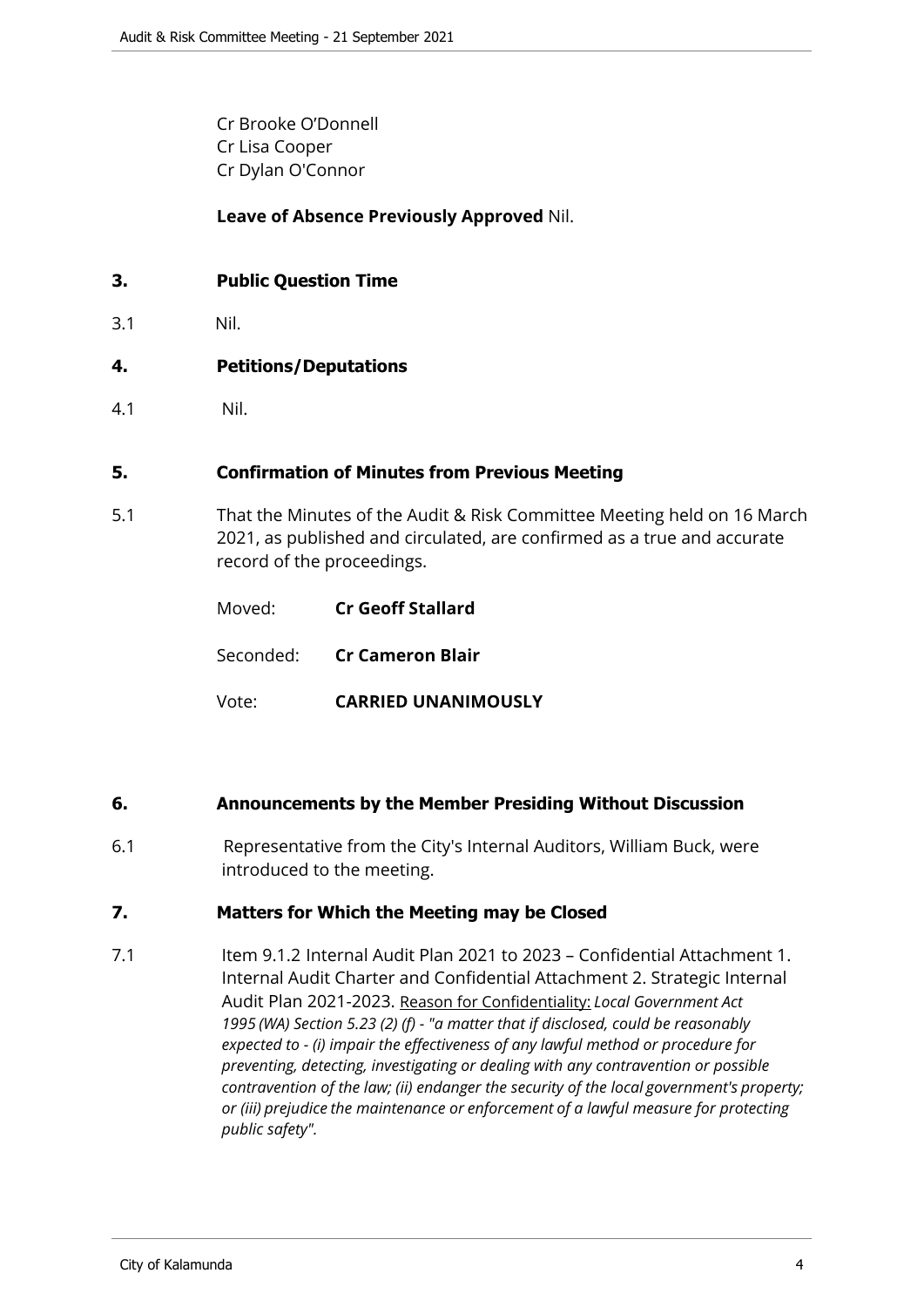Cr Brooke O'Donnell
Cr Lisa Cooper
Cr Dylan O'Connor

**Leave of Absence Previously Approved** Nil.

## 3. Public Question Time

3.1 Nil.

## 4. Petitions/Deputations

4.1 Nil.

## 5. Confirmation of Minutes from Previous Meeting

5.1 That the Minutes of the Audit & Risk Committee Meeting held on 16 March 2021, as published and circulated, are confirmed as a true and accurate record of the proceedings.

Moved: **Cr Geoff Stallard**

Seconded: **Cr Cameron Blair**

Vote: **CARRIED UNANIMOUSLY**

## 6. Announcements by the Member Presiding Without Discussion

6.1 Representative from the City's Internal Auditors, William Buck, were introduced to the meeting.

## 7. Matters for Which the Meeting may be Closed

7.1 Item 9.1.2 Internal Audit Plan 2021 to 2023 – Confidential Attachment 1. Internal Audit Charter and Confidential Attachment 2. Strategic Internal Audit Plan 2021-2023. Reason for Confidentiality: *Local Government Act 1995 (WA) Section 5.23 (2) (f) - "a matter that if disclosed, could be reasonably expected to - (i) impair the effectiveness of any lawful method or procedure for preventing, detecting, investigating or dealing with any contravention or possible contravention of the law; (ii) endanger the security of the local government's property; or (iii) prejudice the maintenance or enforcement of a lawful measure for protecting public safety".*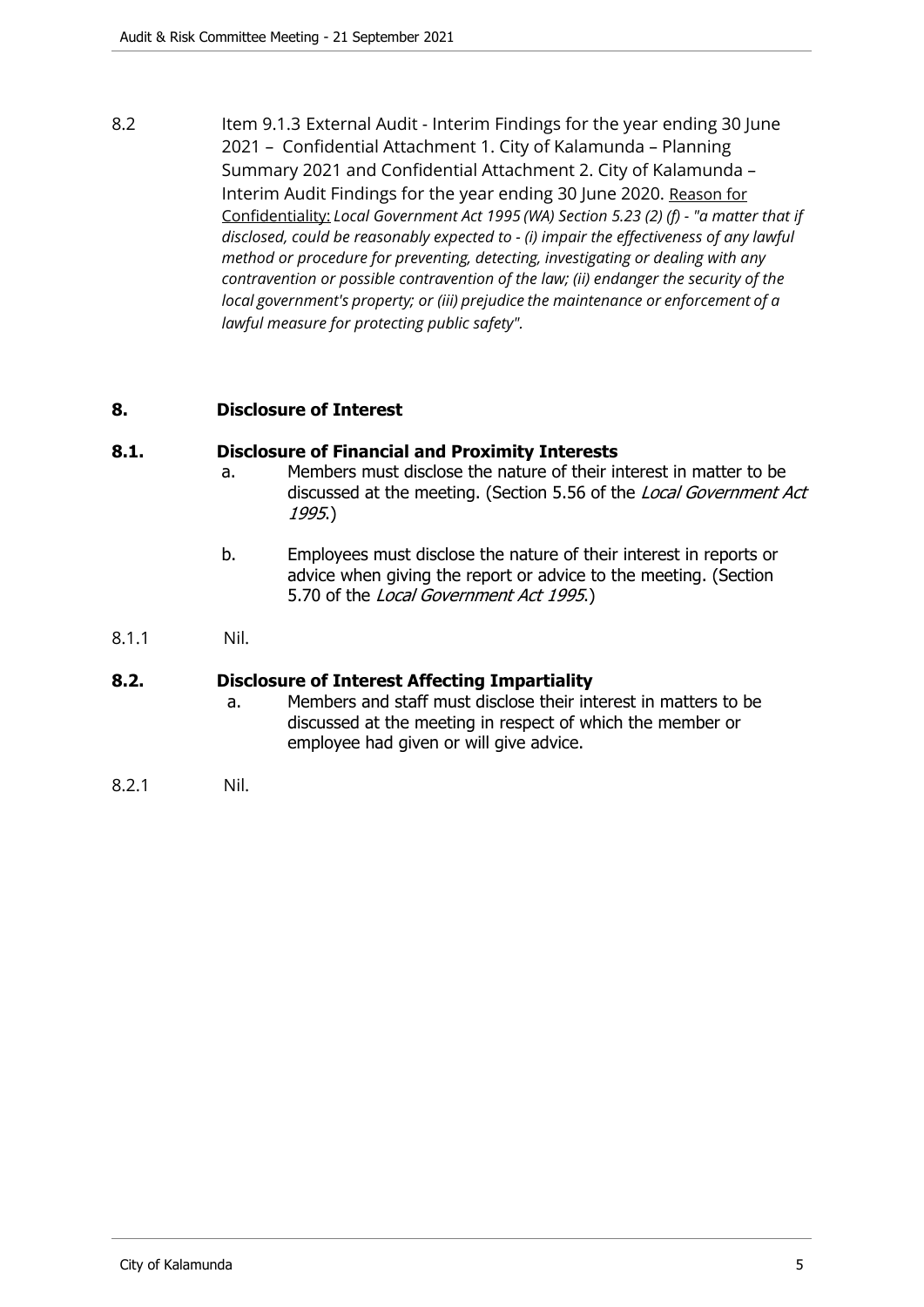8.2 Item 9.1.3 External Audit - Interim Findings for the year ending 30 June 2021 – Confidential Attachment 1. City of Kalamunda – Planning Summary 2021 and Confidential Attachment 2. City of Kalamunda – Interim Audit Findings for the year ending 30 June 2020. Reason for Confidentiality: *Local Government Act 1995 (WA) Section 5.23 (2) (f) - "a matter that if disclosed, could be reasonably expected to - (i) impair the effectiveness of any lawful method or procedure for preventing, detecting, investigating or dealing with any contravention or possible contravention of the law; (ii) endanger the security of the local government's property; or (iii) prejudice the maintenance or enforcement of a lawful measure for protecting public safety".*

## 8. Disclosure of Interest

### 8.1. Disclosure of Financial and Proximity Interests

a. Members must disclose the nature of their interest in matter to be discussed at the meeting. (Section 5.56 of the *Local Government Act 1995*.)

b. Employees must disclose the nature of their interest in reports or advice when giving the report or advice to the meeting. (Section 5.70 of the *Local Government Act 1995*.)

8.1.1 Nil.

### 8.2. Disclosure of Interest Affecting Impartiality

a. Members and staff must disclose their interest in matters to be discussed at the meeting in respect of which the member or employee had given or will give advice.

8.2.1 Nil.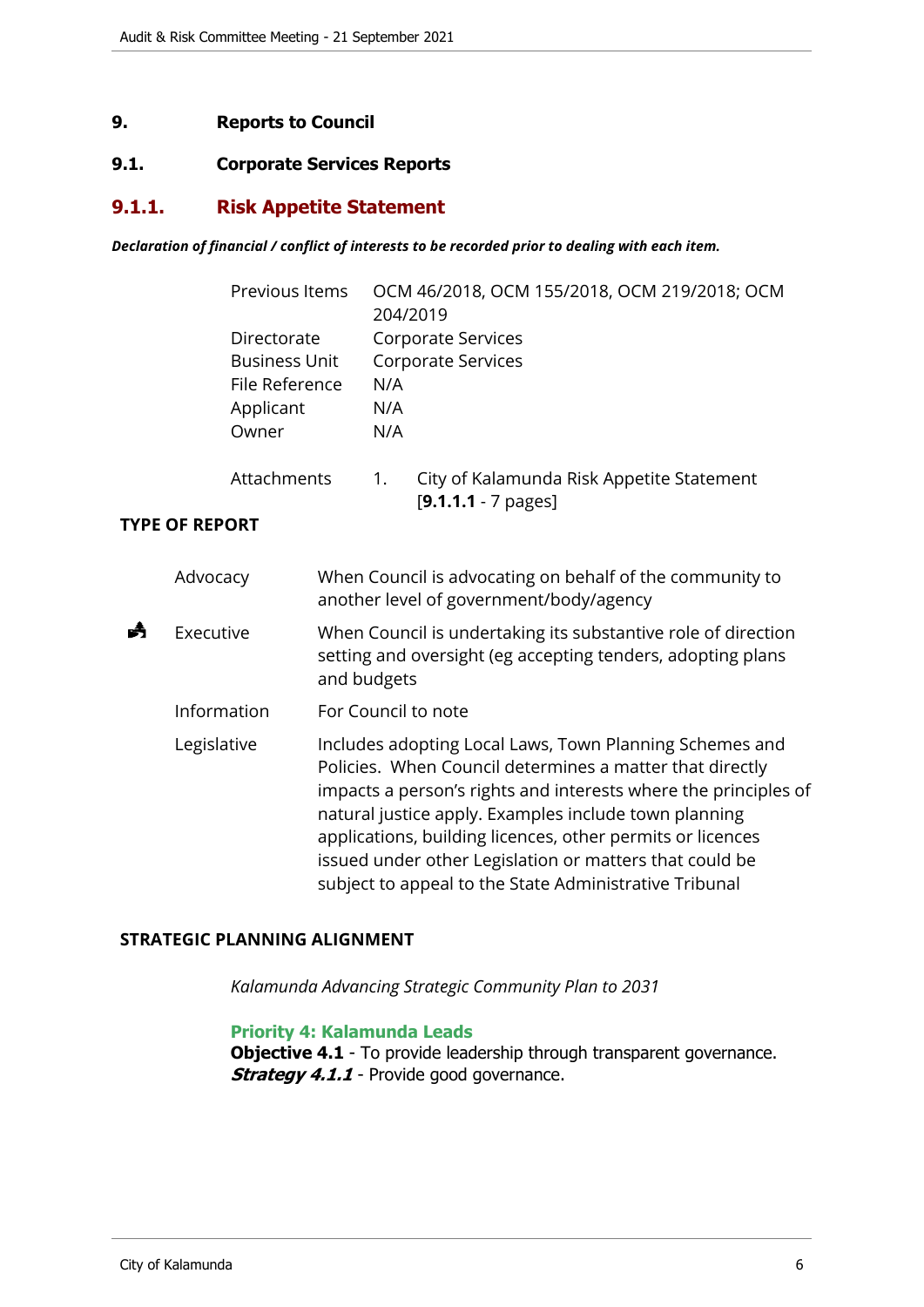# 9. Reports to Council

## 9.1. Corporate Services Reports

### 9.1.1. Risk Appetite Statement

***Declaration of financial / conflict of interests to be recorded prior to dealing with each item.***

| | |
|---|---|
| Previous Items | OCM 46/2018, OCM 155/2018, OCM 219/2018; OCM 204/2019 |
| Directorate | Corporate Services |
| Business Unit | Corporate Services |
| File Reference | N/A |
| Applicant | N/A |
| Owner | N/A |
| Attachments | 1. City of Kalamunda Risk Appetite Statement [**9.1.1.1** - 7 pages] |

**TYPE OF REPORT**

| | | |
|---|---|---|
| | Advocacy | When Council is advocating on behalf of the community to another level of government/body/agency |
| ✓ | Executive | When Council is undertaking its substantive role of direction setting and oversight (eg accepting tenders, adopting plans and budgets |
| | Information | For Council to note |
| | Legislative | Includes adopting Local Laws, Town Planning Schemes and Policies. When Council determines a matter that directly impacts a person's rights and interests where the principles of natural justice apply. Examples include town planning applications, building licences, other permits or licences issued under other Legislation or matters that could be subject to appeal to the State Administrative Tribunal |

**STRATEGIC PLANNING ALIGNMENT**

*Kalamunda Advancing Strategic Community Plan to 2031*

**Priority 4: Kalamunda Leads**
**Objective 4.1** - To provide leadership through transparent governance.
***Strategy 4.1.1*** - Provide good governance.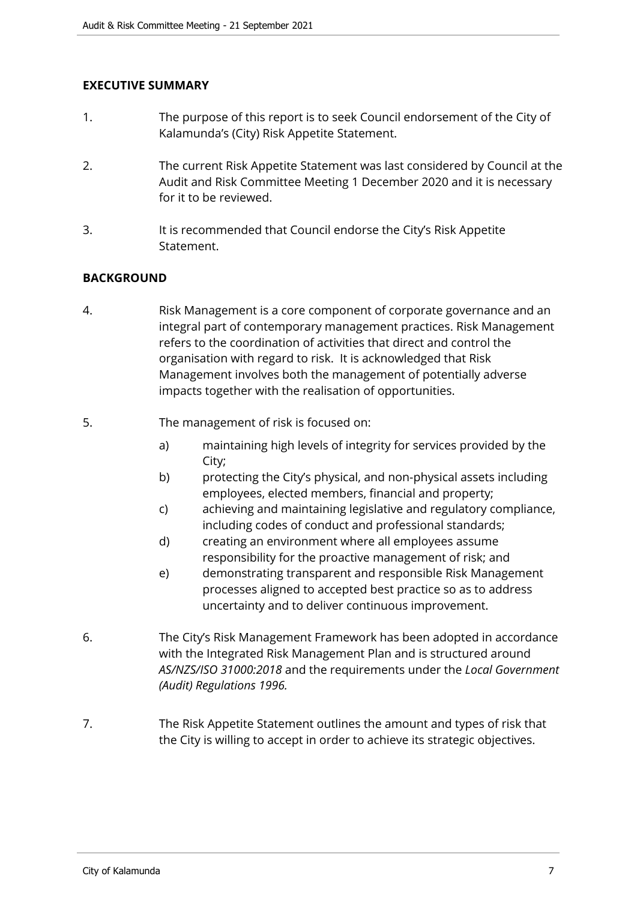## EXECUTIVE SUMMARY

1. The purpose of this report is to seek Council endorsement of the City of Kalamunda's (City) Risk Appetite Statement.

2. The current Risk Appetite Statement was last considered by Council at the Audit and Risk Committee Meeting 1 December 2020 and it is necessary for it to be reviewed.

3. It is recommended that Council endorse the City's Risk Appetite Statement.

## BACKGROUND

4. Risk Management is a core component of corporate governance and an integral part of contemporary management practices. Risk Management refers to the coordination of activities that direct and control the organisation with regard to risk. It is acknowledged that Risk Management involves both the management of potentially adverse impacts together with the realisation of opportunities.

5. The management of risk is focused on:

   a) maintaining high levels of integrity for services provided by the City;
   b) protecting the City's physical, and non-physical assets including employees, elected members, financial and property;
   c) achieving and maintaining legislative and regulatory compliance, including codes of conduct and professional standards;
   d) creating an environment where all employees assume responsibility for the proactive management of risk; and
   e) demonstrating transparent and responsible Risk Management processes aligned to accepted best practice so as to address uncertainty and to deliver continuous improvement.

6. The City's Risk Management Framework has been adopted in accordance with the Integrated Risk Management Plan and is structured around *AS/NZS/ISO 31000:2018* and the requirements under the *Local Government (Audit) Regulations 1996.*

7. The Risk Appetite Statement outlines the amount and types of risk that the City is willing to accept in order to achieve its strategic objectives.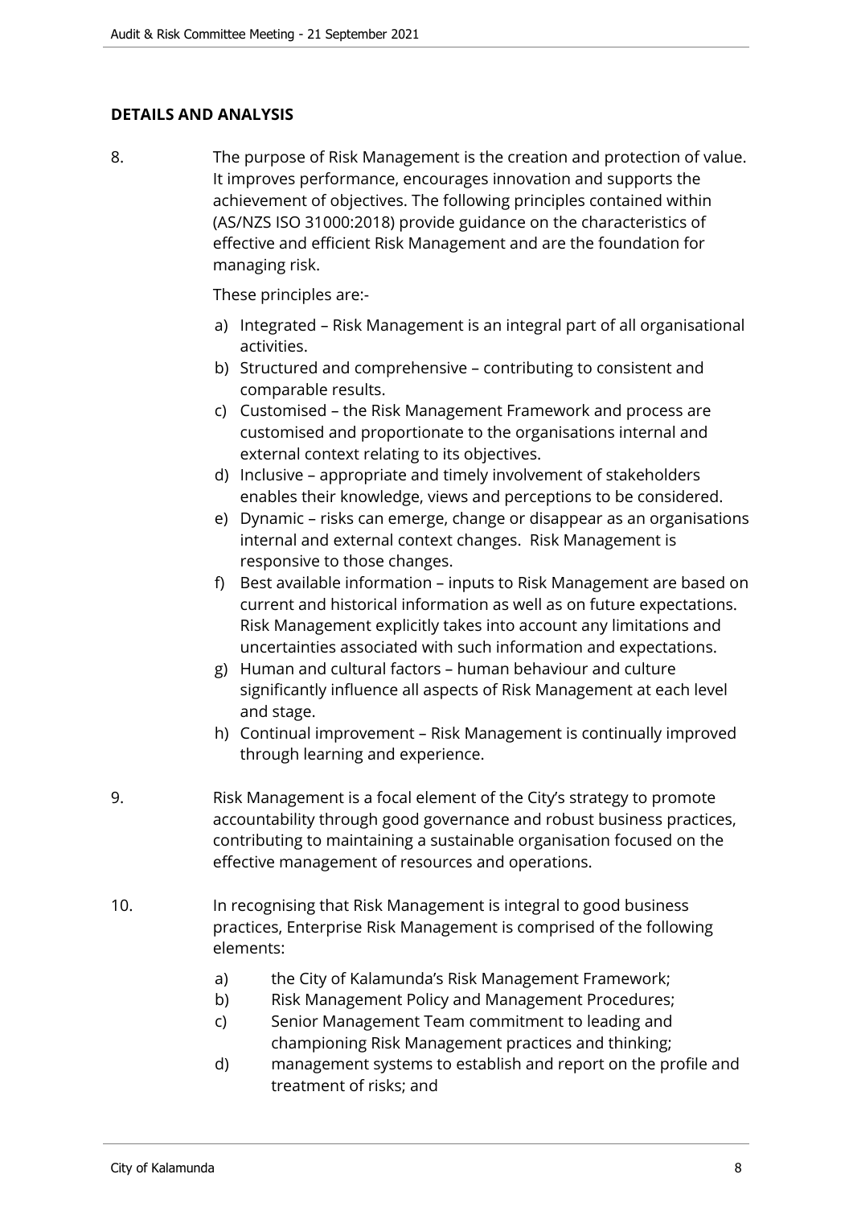## DETAILS AND ANALYSIS

8. The purpose of Risk Management is the creation and protection of value. It improves performance, encourages innovation and supports the achievement of objectives. The following principles contained within (AS/NZS ISO 31000:2018) provide guidance on the characteristics of effective and efficient Risk Management and are the foundation for managing risk.

   These principles are:-

   a) Integrated – Risk Management is an integral part of all organisational activities.
   b) Structured and comprehensive – contributing to consistent and comparable results.
   c) Customised – the Risk Management Framework and process are customised and proportionate to the organisations internal and external context relating to its objectives.
   d) Inclusive – appropriate and timely involvement of stakeholders enables their knowledge, views and perceptions to be considered.
   e) Dynamic – risks can emerge, change or disappear as an organisations internal and external context changes. Risk Management is responsive to those changes.
   f) Best available information – inputs to Risk Management are based on current and historical information as well as on future expectations. Risk Management explicitly takes into account any limitations and uncertainties associated with such information and expectations.
   g) Human and cultural factors – human behaviour and culture significantly influence all aspects of Risk Management at each level and stage.
   h) Continual improvement – Risk Management is continually improved through learning and experience.

9. Risk Management is a focal element of the City's strategy to promote accountability through good governance and robust business practices, contributing to maintaining a sustainable organisation focused on the effective management of resources and operations.

10. In recognising that Risk Management is integral to good business practices, Enterprise Risk Management is comprised of the following elements:

    a) the City of Kalamunda's Risk Management Framework;
    b) Risk Management Policy and Management Procedures;
    c) Senior Management Team commitment to leading and championing Risk Management practices and thinking;
    d) management systems to establish and report on the profile and treatment of risks; and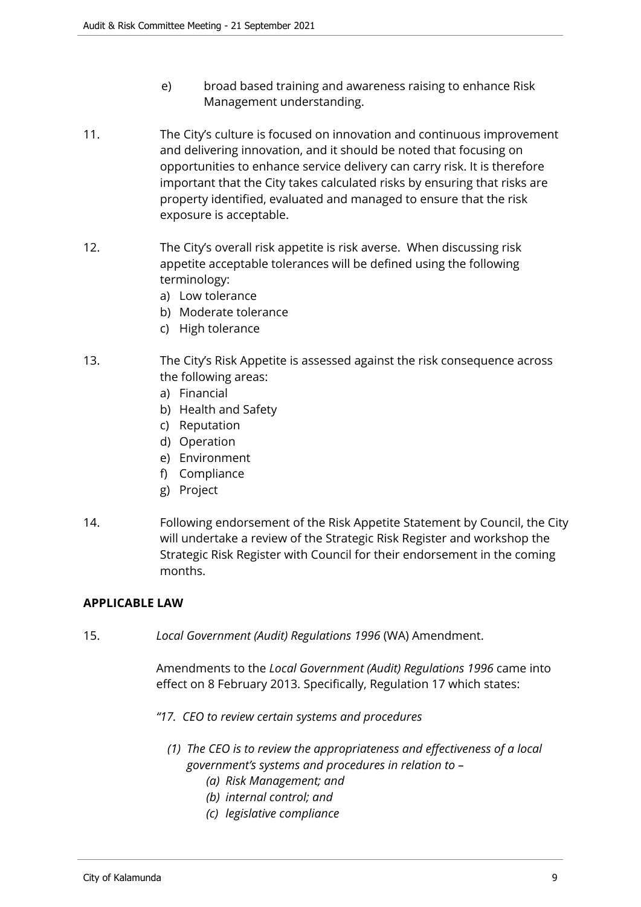e) broad based training and awareness raising to enhance Risk Management understanding.

11. The City's culture is focused on innovation and continuous improvement and delivering innovation, and it should be noted that focusing on opportunities to enhance service delivery can carry risk. It is therefore important that the City takes calculated risks by ensuring that risks are property identified, evaluated and managed to ensure that the risk exposure is acceptable.

12. The City's overall risk appetite is risk averse. When discussing risk appetite acceptable tolerances will be defined using the following terminology:
    a) Low tolerance
    b) Moderate tolerance
    c) High tolerance

13. The City's Risk Appetite is assessed against the risk consequence across the following areas:
    a) Financial
    b) Health and Safety
    c) Reputation
    d) Operation
    e) Environment
    f) Compliance
    g) Project

14. Following endorsement of the Risk Appetite Statement by Council, the City will undertake a review of the Strategic Risk Register and workshop the Strategic Risk Register with Council for their endorsement in the coming months.

## APPLICABLE LAW

15. *Local Government (Audit) Regulations 1996* (WA) Amendment.

    Amendments to the *Local Government (Audit) Regulations 1996* came into effect on 8 February 2013. Specifically, Regulation 17 which states:

    *"17. CEO to review certain systems and procedures*

    *(1) The CEO is to review the appropriateness and effectiveness of a local government's systems and procedures in relation to –*
    *(a) Risk Management; and*
    *(b) internal control; and*
    *(c) legislative compliance*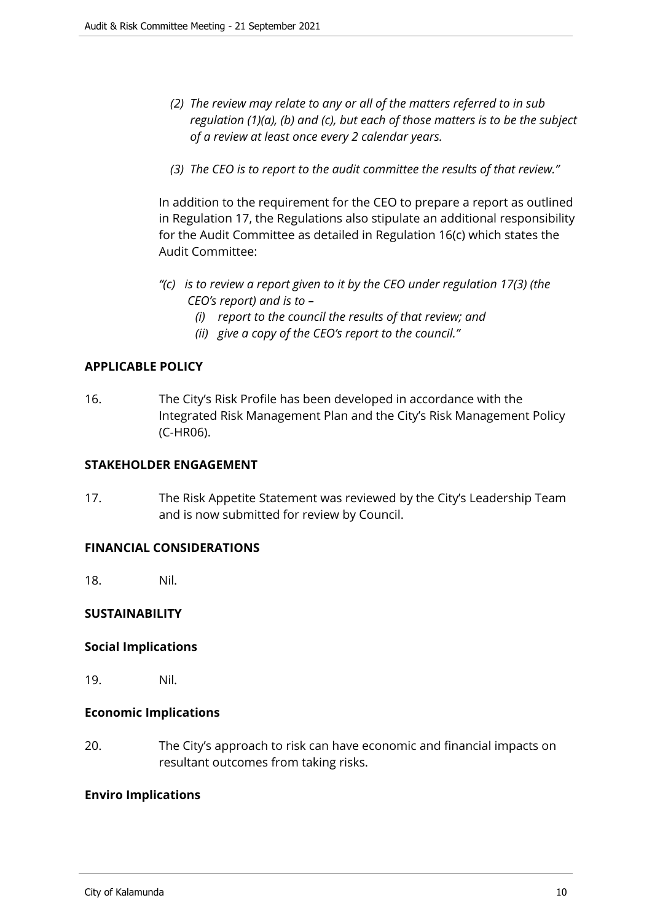*(2) The review may relate to any or all of the matters referred to in sub regulation (1)(a), (b) and (c), but each of those matters is to be the subject of a review at least once every 2 calendar years.*

*(3) The CEO is to report to the audit committee the results of that review."*

In addition to the requirement for the CEO to prepare a report as outlined in Regulation 17, the Regulations also stipulate an additional responsibility for the Audit Committee as detailed in Regulation 16(c) which states the Audit Committee:

*"(c) is to review a report given to it by the CEO under regulation 17(3) (the CEO's report) and is to –*
  *(i) report to the council the results of that review; and*
  *(ii) give a copy of the CEO's report to the council."*

**APPLICABLE POLICY**

16. The City's Risk Profile has been developed in accordance with the Integrated Risk Management Plan and the City's Risk Management Policy (C-HR06).

**STAKEHOLDER ENGAGEMENT**

17. The Risk Appetite Statement was reviewed by the City's Leadership Team and is now submitted for review by Council.

**FINANCIAL CONSIDERATIONS**

18. Nil.

**SUSTAINABILITY**

**Social Implications**

19. Nil.

**Economic Implications**

20. The City's approach to risk can have economic and financial impacts on resultant outcomes from taking risks.

**Enviro Implications**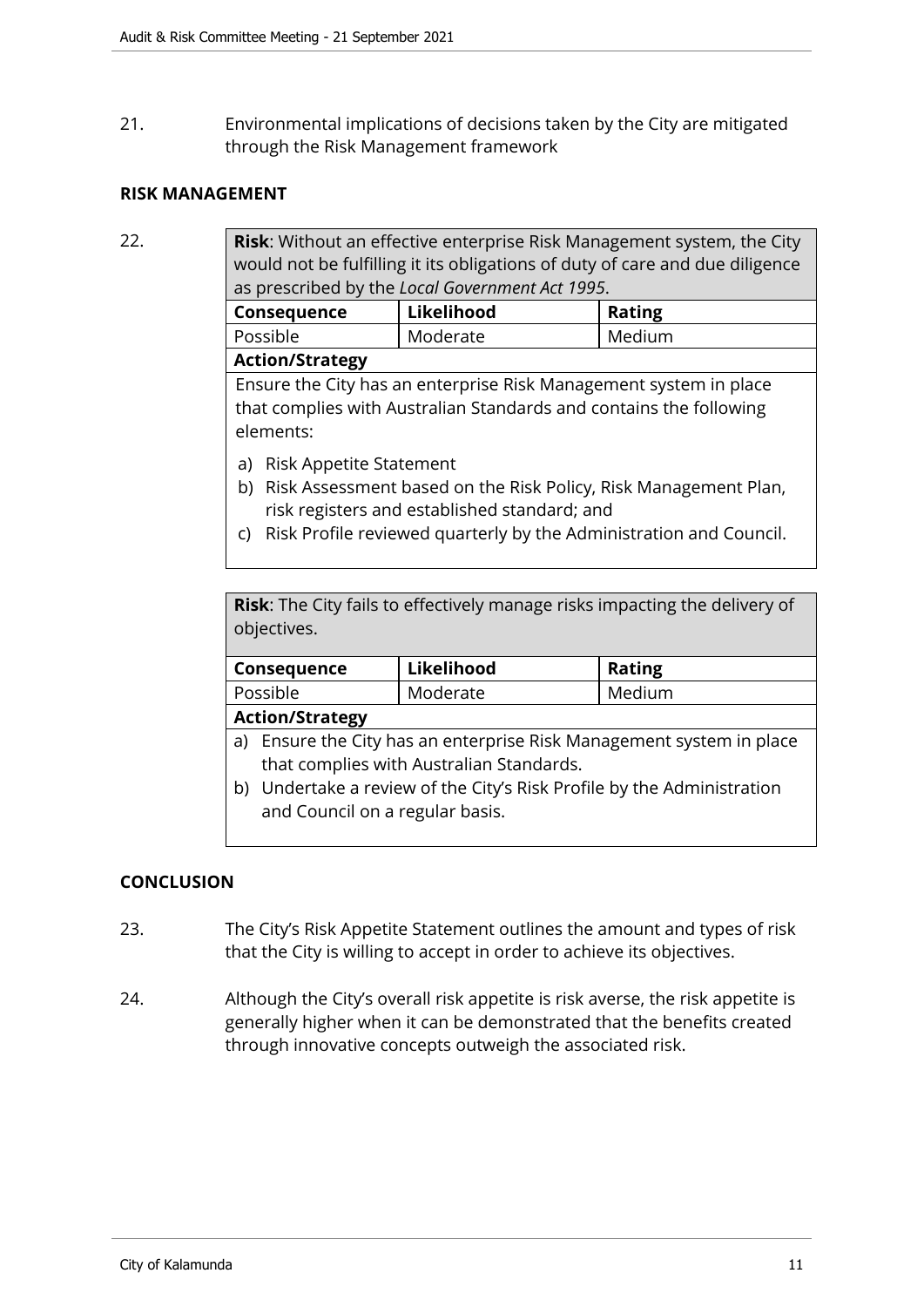21. Environmental implications of decisions taken by the City are mitigated through the Risk Management framework

## RISK MANAGEMENT

22.

| **Risk**: Without an effective enterprise Risk Management system, the City would not be fulfilling it its obligations of duty of care and due diligence as prescribed by the *Local Government Act 1995*. | | |
|---|---|---|
| **Consequence** | **Likelihood** | **Rating** |
| Possible | Moderate | Medium |
| **Action/Strategy** | | |
| Ensure the City has an enterprise Risk Management system in place that complies with Australian Standards and contains the following elements:<br>a) Risk Appetite Statement<br>b) Risk Assessment based on the Risk Policy, Risk Management Plan, risk registers and established standard; and<br>c) Risk Profile reviewed quarterly by the Administration and Council. | | |

| **Risk**: The City fails to effectively manage risks impacting the delivery of objectives. | | |
|---|---|---|
| **Consequence** | **Likelihood** | **Rating** |
| Possible | Moderate | Medium |
| **Action/Strategy** | | |
| a) Ensure the City has an enterprise Risk Management system in place that complies with Australian Standards.<br>b) Undertake a review of the City's Risk Profile by the Administration and Council on a regular basis. | | |

## CONCLUSION

23. The City's Risk Appetite Statement outlines the amount and types of risk that the City is willing to accept in order to achieve its objectives.

24. Although the City's overall risk appetite is risk averse, the risk appetite is generally higher when it can be demonstrated that the benefits created through innovative concepts outweigh the associated risk.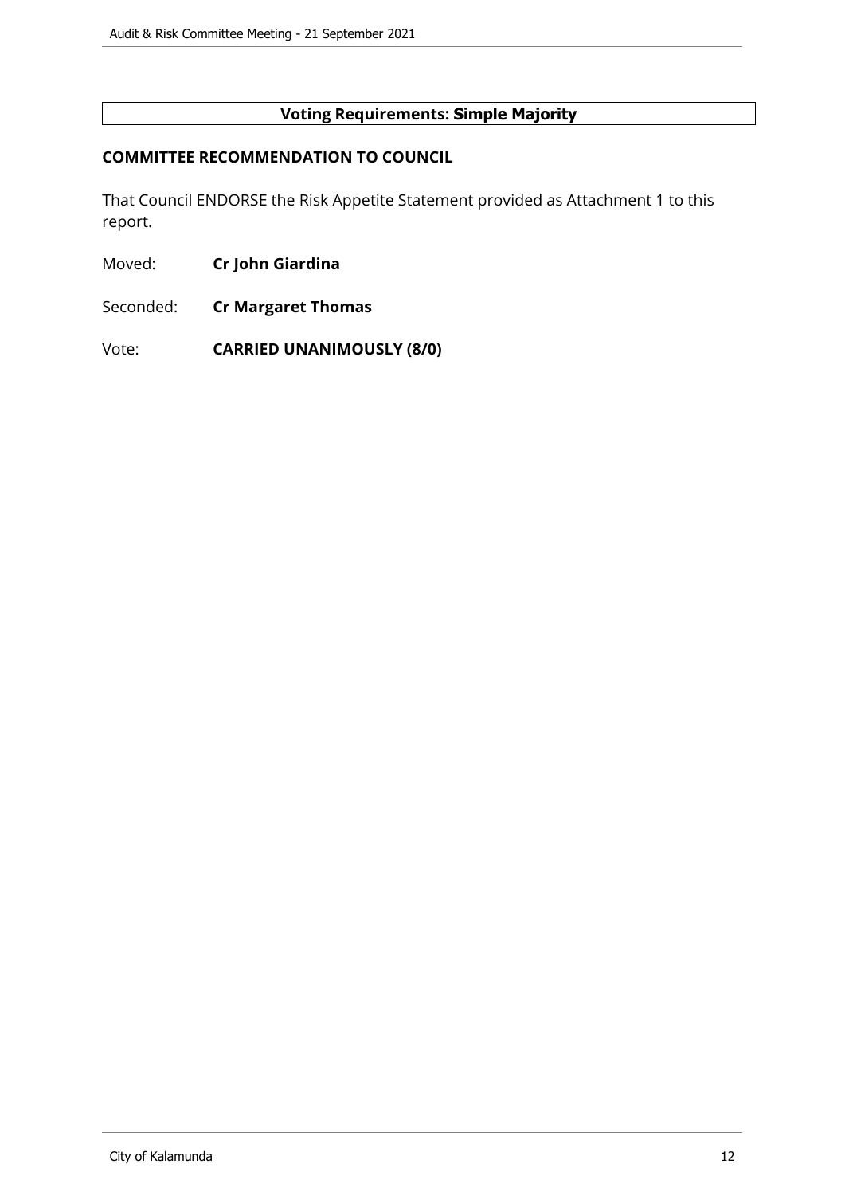**Voting Requirements: Simple Majority**

**COMMITTEE RECOMMENDATION TO COUNCIL**

That Council ENDORSE the Risk Appetite Statement provided as Attachment 1 to this report.

Moved: **Cr John Giardina**

Seconded: **Cr Margaret Thomas**

Vote: **CARRIED UNANIMOUSLY (8/0)**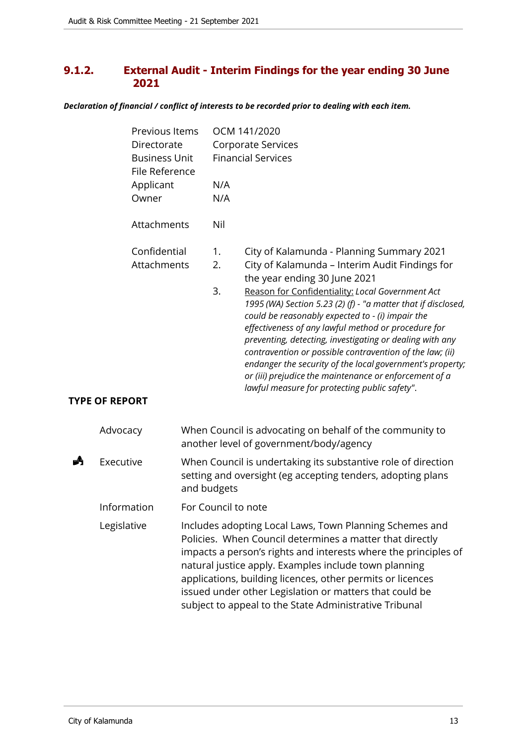## 9.1.2. External Audit - Interim Findings for the year ending 30 June 2021

***Declaration of financial / conflict of interests to be recorded prior to dealing with each item.***

| | |
|---|---|
| Previous Items | OCM 141/2020 |
| Directorate | Corporate Services |
| Business Unit | Financial Services |
| File Reference | |
| Applicant | N/A |
| Owner | N/A |
| Attachments | Nil |

| | | |
|---|---|---|
| Confidential Attachments | 1. | City of Kalamunda - Planning Summary 2021 |
| | 2. | City of Kalamunda – Interim Audit Findings for the year ending 30 June 2021 |
| | 3. | <u>Reason for Confidentiality:</u> *Local Government Act 1995 (WA) Section 5.23 (2) (f) - "a matter that if disclosed, could be reasonably expected to - (i) impair the effectiveness of any lawful method or procedure for preventing, detecting, investigating or dealing with any contravention or possible contravention of the law; (ii) endanger the security of the local government's property; or (iii) prejudice the maintenance or enforcement of a lawful measure for protecting public safety".* |

**TYPE OF REPORT**

| | | |
|---|---|---|
| | Advocacy | When Council is advocating on behalf of the community to another level of government/body/agency |
| ✓ | Executive | When Council is undertaking its substantive role of direction setting and oversight (eg accepting tenders, adopting plans and budgets |
| | Information | For Council to note |
| | Legislative | Includes adopting Local Laws, Town Planning Schemes and Policies. When Council determines a matter that directly impacts a person's rights and interests where the principles of natural justice apply. Examples include town planning applications, building licences, other permits or licences issued under other Legislation or matters that could be subject to appeal to the State Administrative Tribunal |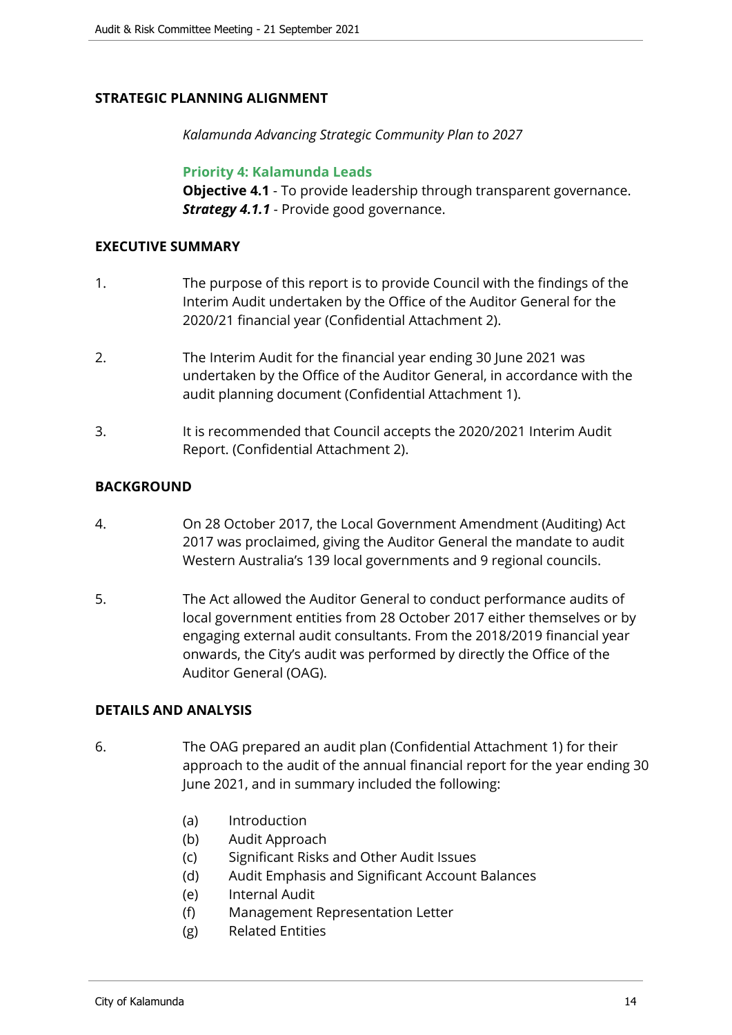## STRATEGIC PLANNING ALIGNMENT

*Kalamunda Advancing Strategic Community Plan to 2027*

**Priority 4: Kalamunda Leads**
**Objective 4.1** - To provide leadership through transparent governance.
***Strategy 4.1.1*** - Provide good governance.

## EXECUTIVE SUMMARY

1. The purpose of this report is to provide Council with the findings of the Interim Audit undertaken by the Office of the Auditor General for the 2020/21 financial year (Confidential Attachment 2).

2. The Interim Audit for the financial year ending 30 June 2021 was undertaken by the Office of the Auditor General, in accordance with the audit planning document (Confidential Attachment 1).

3. It is recommended that Council accepts the 2020/2021 Interim Audit Report. (Confidential Attachment 2).

## BACKGROUND

4. On 28 October 2017, the Local Government Amendment (Auditing) Act 2017 was proclaimed, giving the Auditor General the mandate to audit Western Australia's 139 local governments and 9 regional councils.

5. The Act allowed the Auditor General to conduct performance audits of local government entities from 28 October 2017 either themselves or by engaging external audit consultants. From the 2018/2019 financial year onwards, the City's audit was performed by directly the Office of the Auditor General (OAG).

## DETAILS AND ANALYSIS

6. The OAG prepared an audit plan (Confidential Attachment 1) for their approach to the audit of the annual financial report for the year ending 30 June 2021, and in summary included the following:

   (a) Introduction
   (b) Audit Approach
   (c) Significant Risks and Other Audit Issues
   (d) Audit Emphasis and Significant Account Balances
   (e) Internal Audit
   (f) Management Representation Letter
   (g) Related Entities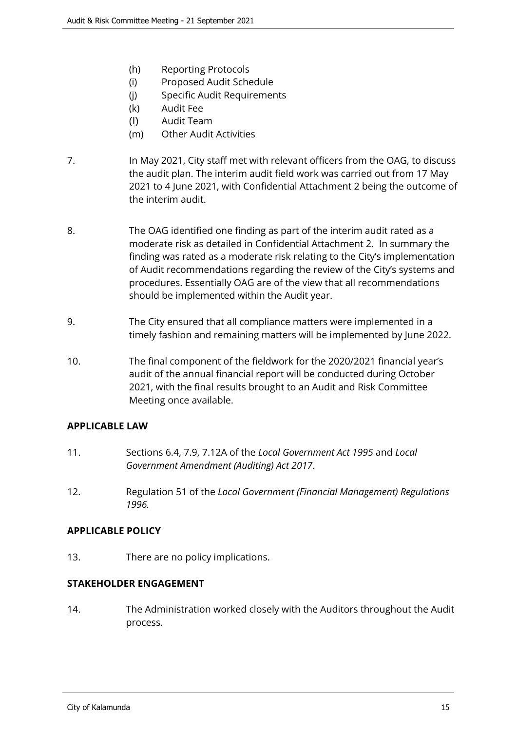(h) Reporting Protocols
(i) Proposed Audit Schedule
(j) Specific Audit Requirements
(k) Audit Fee
(l) Audit Team
(m) Other Audit Activities

7. In May 2021, City staff met with relevant officers from the OAG, to discuss the audit plan. The interim audit field work was carried out from 17 May 2021 to 4 June 2021, with Confidential Attachment 2 being the outcome of the interim audit.

8. The OAG identified one finding as part of the interim audit rated as a moderate risk as detailed in Confidential Attachment 2. In summary the finding was rated as a moderate risk relating to the City's implementation of Audit recommendations regarding the review of the City's systems and procedures. Essentially OAG are of the view that all recommendations should be implemented within the Audit year.

9. The City ensured that all compliance matters were implemented in a timely fashion and remaining matters will be implemented by June 2022.

10. The final component of the fieldwork for the 2020/2021 financial year's audit of the annual financial report will be conducted during October 2021, with the final results brought to an Audit and Risk Committee Meeting once available.

## APPLICABLE LAW

11. Sections 6.4, 7.9, 7.12A of the *Local Government Act 1995* and *Local Government Amendment (Auditing) Act 2017*.

12. Regulation 51 of the *Local Government (Financial Management) Regulations 1996.*

## APPLICABLE POLICY

13. There are no policy implications.

## STAKEHOLDER ENGAGEMENT

14. The Administration worked closely with the Auditors throughout the Audit process.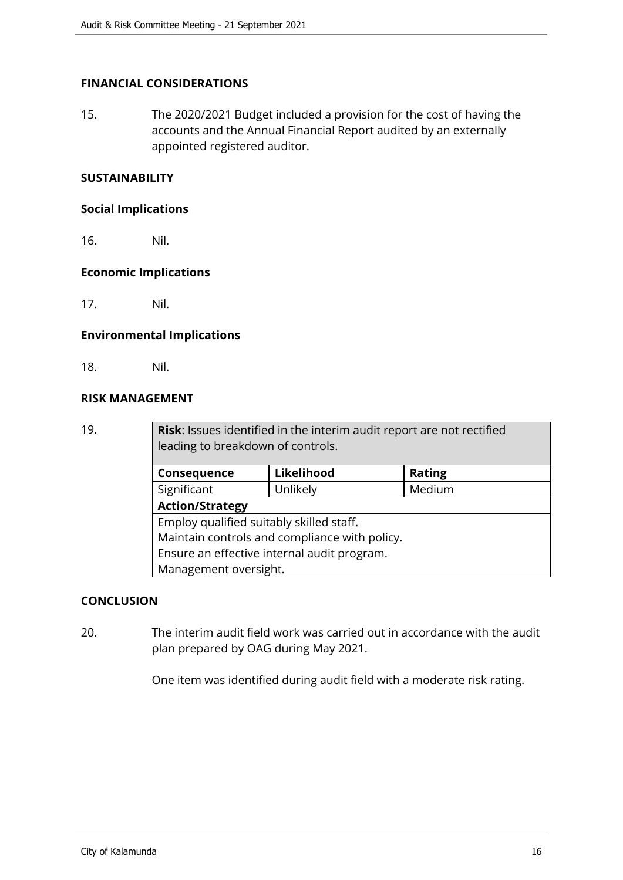## FINANCIAL CONSIDERATIONS

15. The 2020/2021 Budget included a provision for the cost of having the accounts and the Annual Financial Report audited by an externally appointed registered auditor.

## SUSTAINABILITY

### Social Implications

16. Nil.

### Economic Implications

17. Nil.

### Environmental Implications

18. Nil.

## RISK MANAGEMENT

19.

| **Risk**: Issues identified in the interim audit report are not rectified leading to breakdown of controls. | | |
|---|---|---|
| **Consequence** | **Likelihood** | **Rating** |
| Significant | Unlikely | Medium |
| **Action/Strategy** | | |
| Employ qualified suitably skilled staff.<br>Maintain controls and compliance with policy.<br>Ensure an effective internal audit program.<br>Management oversight. | | |

## CONCLUSION

20. The interim audit field work was carried out in accordance with the audit plan prepared by OAG during May 2021.

    One item was identified during audit field with a moderate risk rating.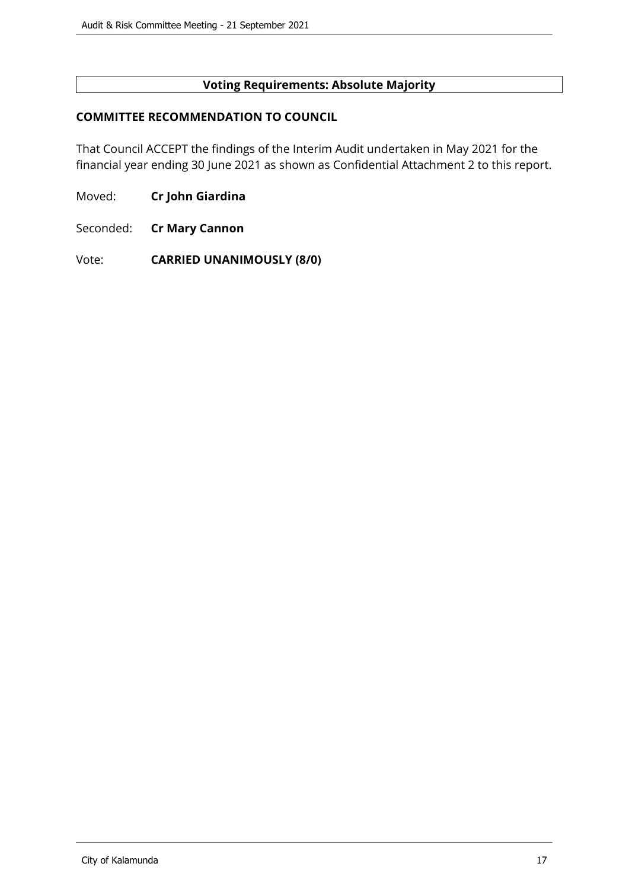**Voting Requirements: Absolute Majority**

**COMMITTEE RECOMMENDATION TO COUNCIL**

That Council ACCEPT the findings of the Interim Audit undertaken in May 2021 for the financial year ending 30 June 2021 as shown as Confidential Attachment 2 to this report.

Moved: **Cr John Giardina**

Seconded: **Cr Mary Cannon**

Vote: **CARRIED UNANIMOUSLY (8/0)**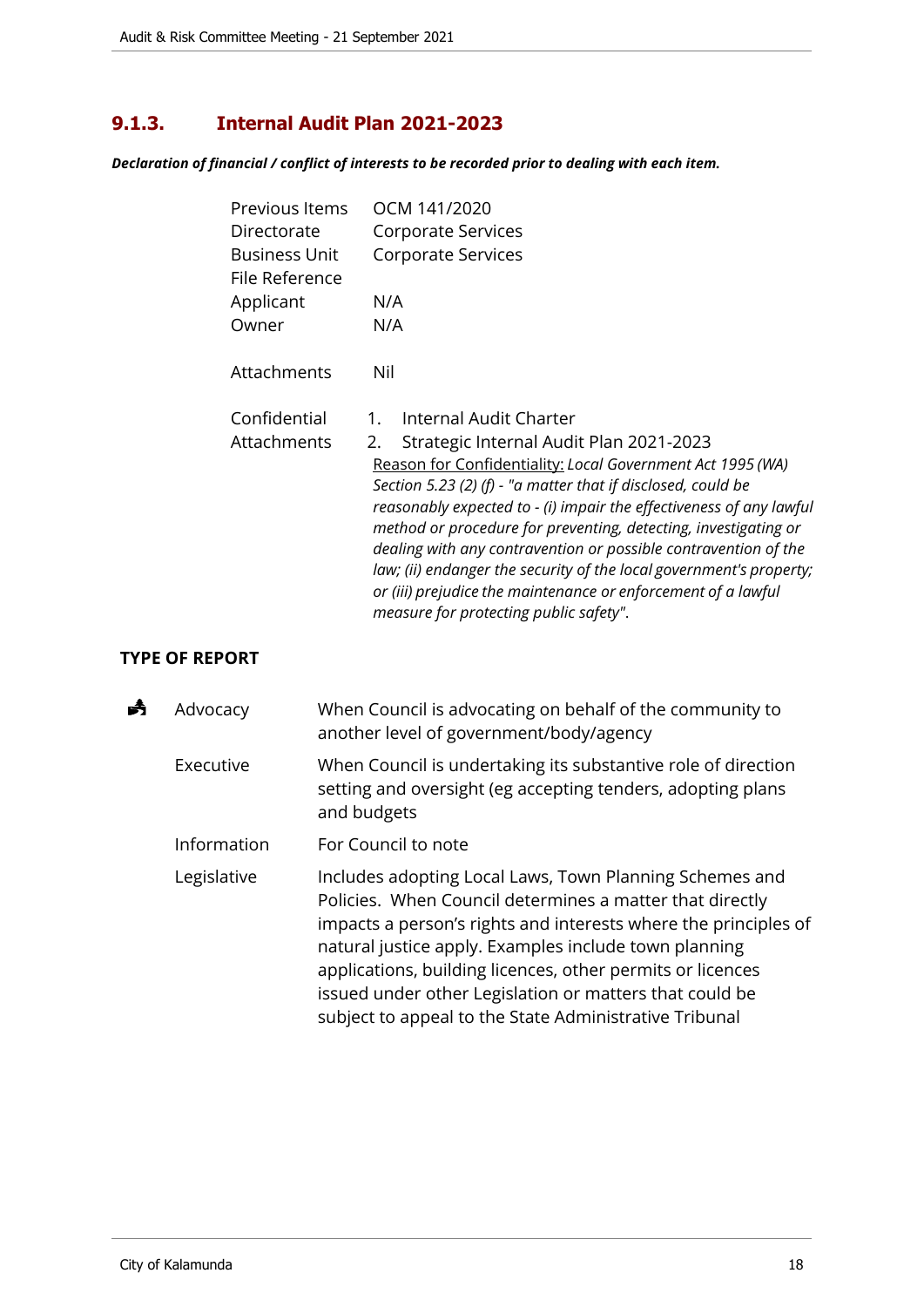## 9.1.3. Internal Audit Plan 2021-2023

***Declaration of financial / conflict of interests to be recorded prior to dealing with each item.***

| | |
|---|---|
| Previous Items | OCM 141/2020 |
| Directorate | Corporate Services |
| Business Unit | Corporate Services |
| File Reference | |
| Applicant | N/A |
| Owner | N/A |
| Attachments | Nil |
| Confidential Attachments | 1. Internal Audit Charter<br>2. Strategic Internal Audit Plan 2021-2023<br>Reason for Confidentiality: *Local Government Act 1995 (WA) Section 5.23 (2) (f) - "a matter that if disclosed, could be reasonably expected to - (i) impair the effectiveness of any lawful method or procedure for preventing, detecting, investigating or dealing with any contravention or possible contravention of the law; (ii) endanger the security of the local government's property; or (iii) prejudice the maintenance or enforcement of a lawful measure for protecting public safety".* |

**TYPE OF REPORT**

| | | |
|---|---|---|
| ☛ | Advocacy | When Council is advocating on behalf of the community to another level of government/body/agency |
| | Executive | When Council is undertaking its substantive role of direction setting and oversight (eg accepting tenders, adopting plans and budgets |
| | Information | For Council to note |
| | Legislative | Includes adopting Local Laws, Town Planning Schemes and Policies. When Council determines a matter that directly impacts a person's rights and interests where the principles of natural justice apply. Examples include town planning applications, building licences, other permits or licences issued under other Legislation or matters that could be subject to appeal to the State Administrative Tribunal |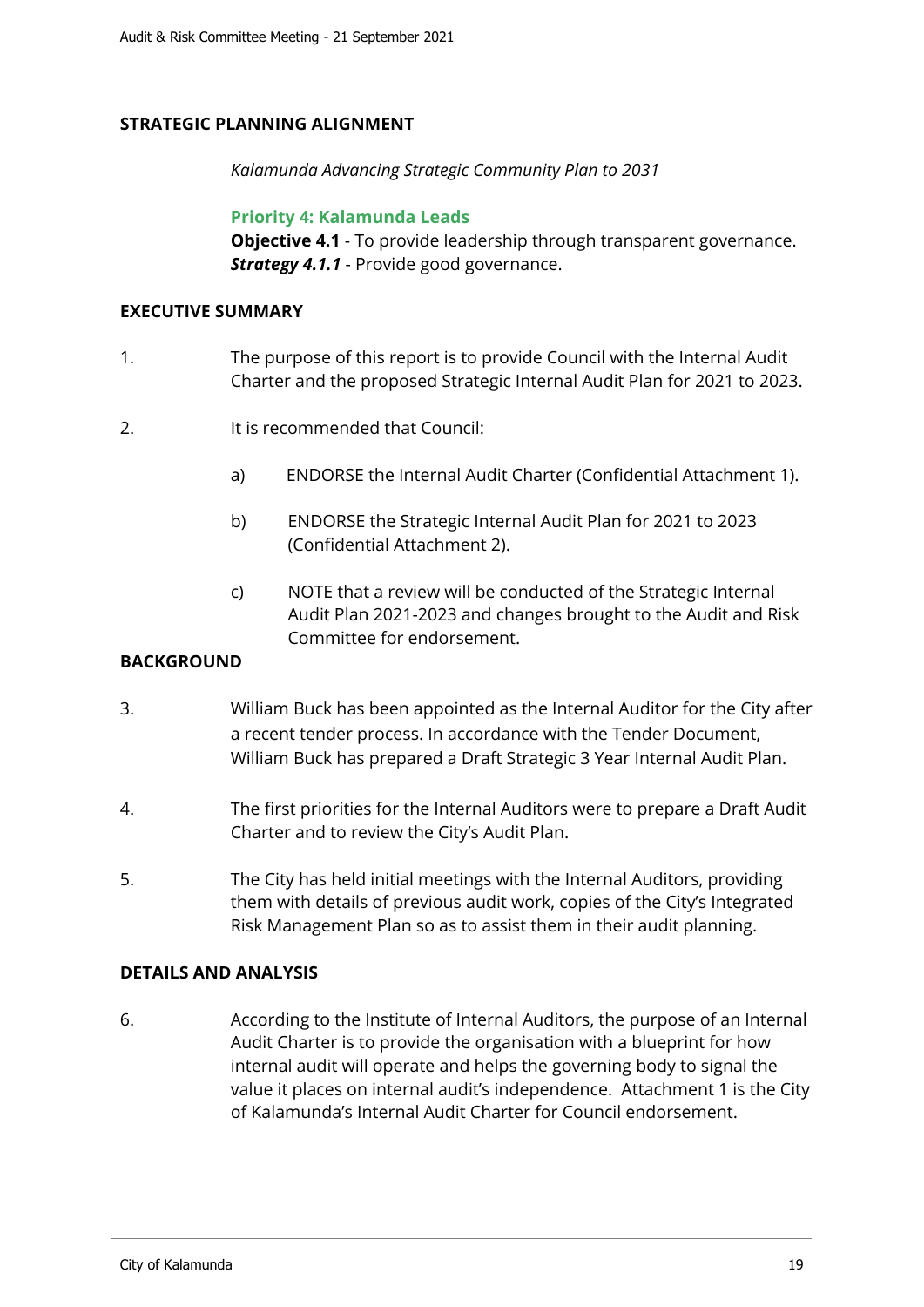## STRATEGIC PLANNING ALIGNMENT

*Kalamunda Advancing Strategic Community Plan to 2031*

**Priority 4: Kalamunda Leads**
**Objective 4.1** - To provide leadership through transparent governance.
***Strategy 4.1.1*** - Provide good governance.

## EXECUTIVE SUMMARY

1. The purpose of this report is to provide Council with the Internal Audit Charter and the proposed Strategic Internal Audit Plan for 2021 to 2023.

2. It is recommended that Council:

   a) ENDORSE the Internal Audit Charter (Confidential Attachment 1).

   b) ENDORSE the Strategic Internal Audit Plan for 2021 to 2023 (Confidential Attachment 2).

   c) NOTE that a review will be conducted of the Strategic Internal Audit Plan 2021-2023 and changes brought to the Audit and Risk Committee for endorsement.

## BACKGROUND

3. William Buck has been appointed as the Internal Auditor for the City after a recent tender process. In accordance with the Tender Document, William Buck has prepared a Draft Strategic 3 Year Internal Audit Plan.

4. The first priorities for the Internal Auditors were to prepare a Draft Audit Charter and to review the City's Audit Plan.

5. The City has held initial meetings with the Internal Auditors, providing them with details of previous audit work, copies of the City's Integrated Risk Management Plan so as to assist them in their audit planning.

## DETAILS AND ANALYSIS

6. According to the Institute of Internal Auditors, the purpose of an Internal Audit Charter is to provide the organisation with a blueprint for how internal audit will operate and helps the governing body to signal the value it places on internal audit's independence. Attachment 1 is the City of Kalamunda's Internal Audit Charter for Council endorsement.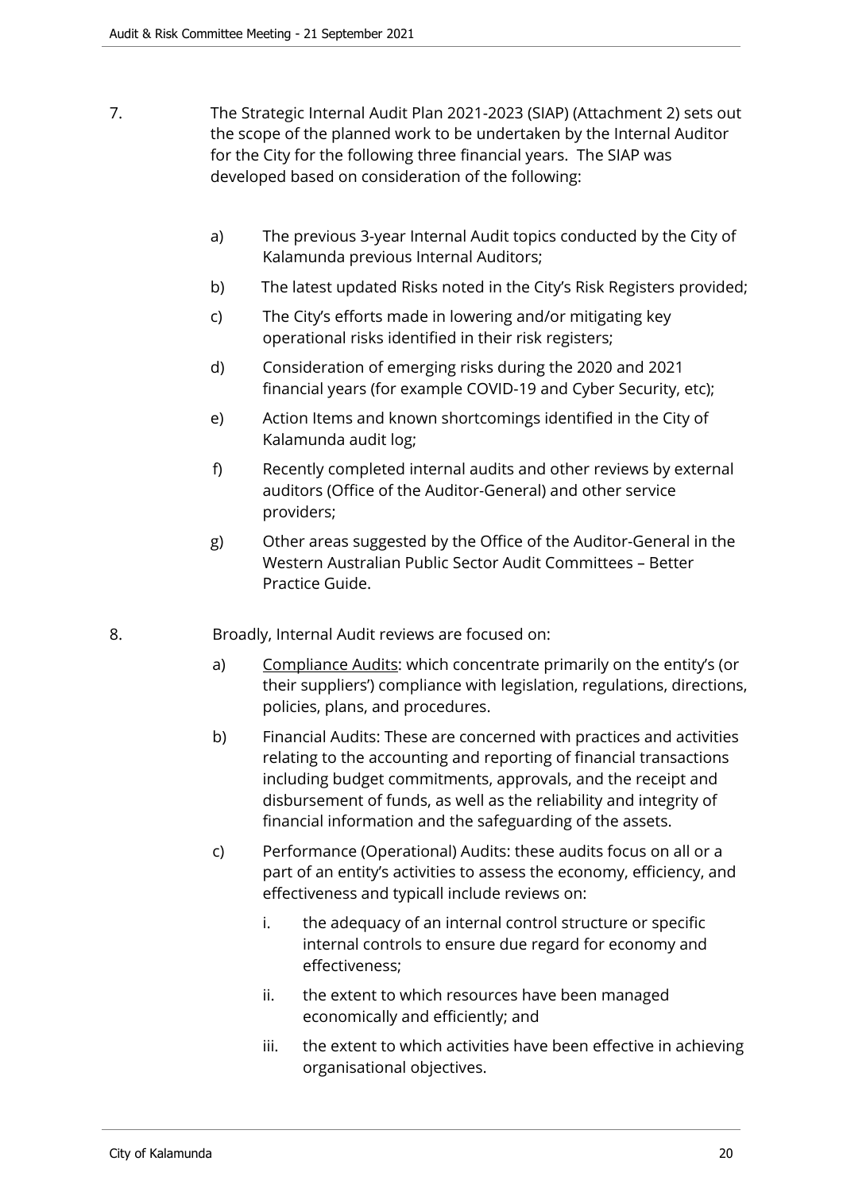7. The Strategic Internal Audit Plan 2021-2023 (SIAP) (Attachment 2) sets out the scope of the planned work to be undertaken by the Internal Auditor for the City for the following three financial years. The SIAP was developed based on consideration of the following:

   a) The previous 3-year Internal Audit topics conducted by the City of Kalamunda previous Internal Auditors;

   b) The latest updated Risks noted in the City's Risk Registers provided;

   c) The City's efforts made in lowering and/or mitigating key operational risks identified in their risk registers;

   d) Consideration of emerging risks during the 2020 and 2021 financial years (for example COVID-19 and Cyber Security, etc);

   e) Action Items and known shortcomings identified in the City of Kalamunda audit log;

   f) Recently completed internal audits and other reviews by external auditors (Office of the Auditor-General) and other service providers;

   g) Other areas suggested by the Office of the Auditor-General in the Western Australian Public Sector Audit Committees – Better Practice Guide.

8. Broadly, Internal Audit reviews are focused on:

   a) <u>Compliance Audits</u>: which concentrate primarily on the entity's (or their suppliers') compliance with legislation, regulations, directions, policies, plans, and procedures.

   b) Financial Audits: These are concerned with practices and activities relating to the accounting and reporting of financial transactions including budget commitments, approvals, and the receipt and disbursement of funds, as well as the reliability and integrity of financial information and the safeguarding of the assets.

   c) Performance (Operational) Audits: these audits focus on all or a part of an entity's activities to assess the economy, efficiency, and effectiveness and typicall include reviews on:

      i. the adequacy of an internal control structure or specific internal controls to ensure due regard for economy and effectiveness;

      ii. the extent to which resources have been managed economically and efficiently; and

      iii. the extent to which activities have been effective in achieving organisational objectives.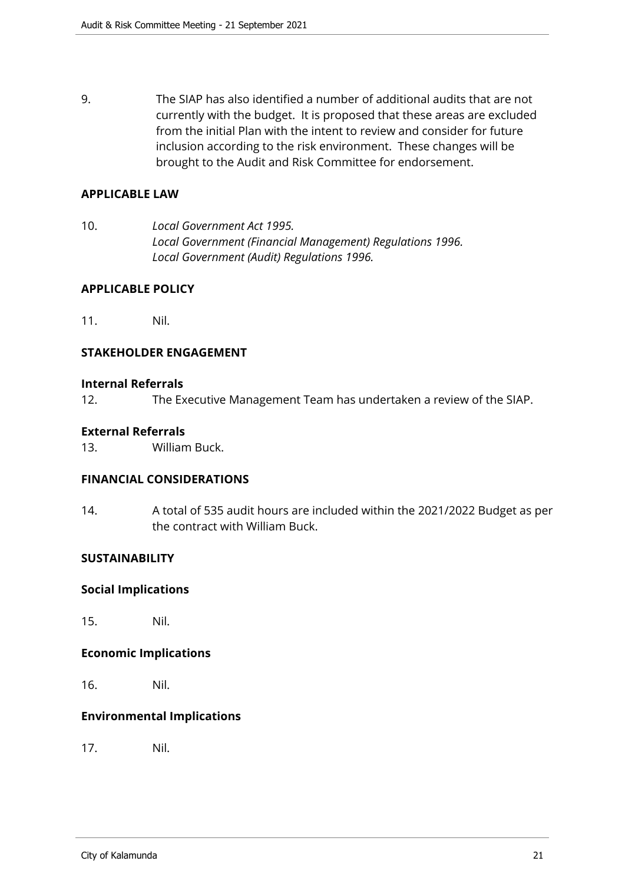9. The SIAP has also identified a number of additional audits that are not currently with the budget. It is proposed that these areas are excluded from the initial Plan with the intent to review and consider for future inclusion according to the risk environment. These changes will be brought to the Audit and Risk Committee for endorsement.

**APPLICABLE LAW**

10. *Local Government Act 1995.*
*Local Government (Financial Management) Regulations 1996.*
*Local Government (Audit) Regulations 1996.*

**APPLICABLE POLICY**

11. Nil.

**STAKEHOLDER ENGAGEMENT**

**Internal Referrals**

12. The Executive Management Team has undertaken a review of the SIAP.

**External Referrals**

13. William Buck.

**FINANCIAL CONSIDERATIONS**

14. A total of 535 audit hours are included within the 2021/2022 Budget as per the contract with William Buck.

**SUSTAINABILITY**

**Social Implications**

15. Nil.

**Economic Implications**

16. Nil.

**Environmental Implications**

17. Nil.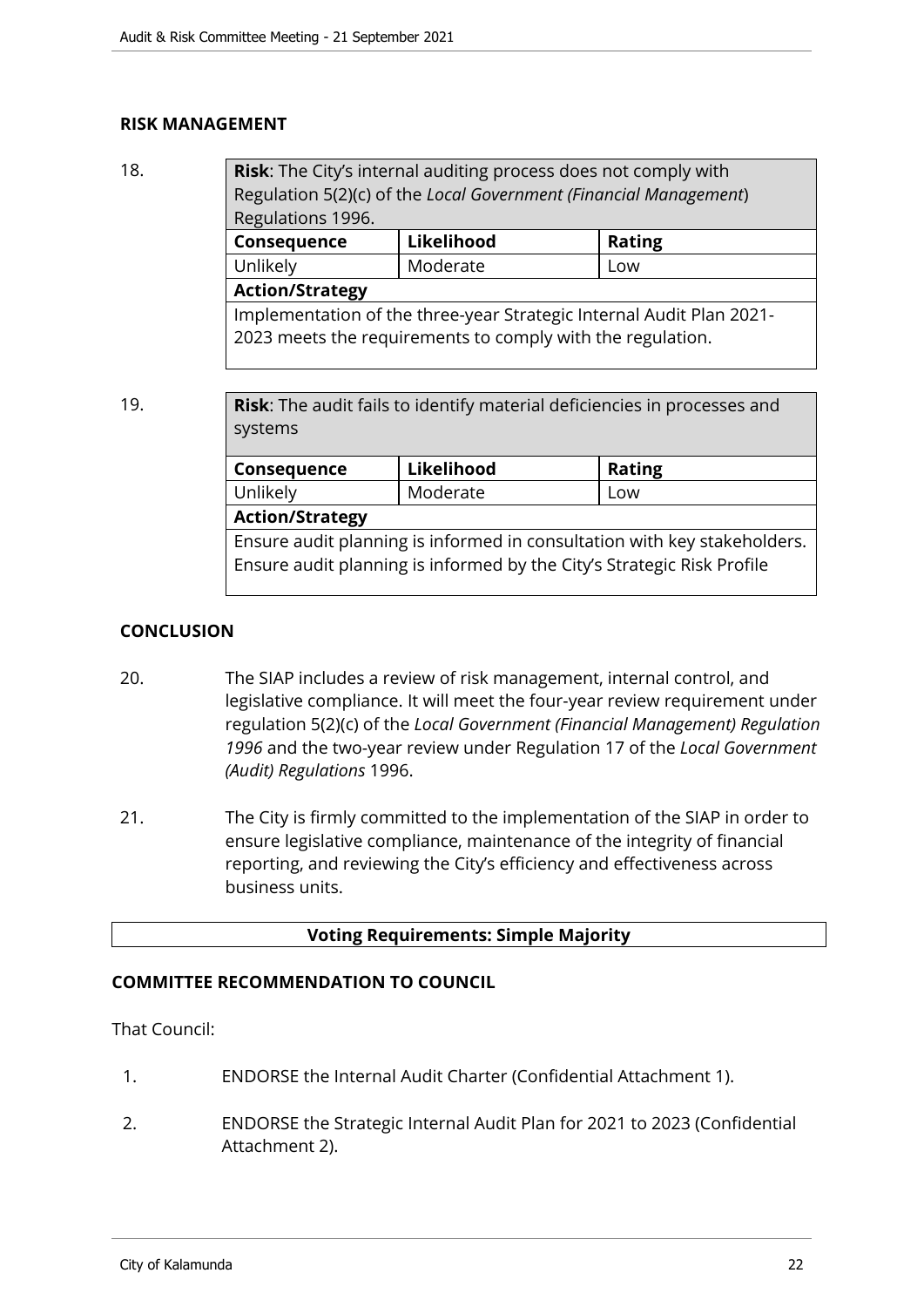## RISK MANAGEMENT

18.

| **Risk**: The City's internal auditing process does not comply with Regulation 5(2)(c) of the *Local Government (Financial Management*) Regulations 1996. | | |
|---|---|---|
| **Consequence** | **Likelihood** | **Rating** |
| Unlikely | Moderate | Low |
| **Action/Strategy** | | |
| Implementation of the three-year Strategic Internal Audit Plan 2021-2023 meets the requirements to comply with the regulation. | | |

19.

| **Risk**: The audit fails to identify material deficiencies in processes and systems | | |
|---|---|---|
| **Consequence** | **Likelihood** | **Rating** |
| Unlikely | Moderate | Low |
| **Action/Strategy** | | |
| Ensure audit planning is informed in consultation with key stakeholders. Ensure audit planning is informed by the City's Strategic Risk Profile | | |

## CONCLUSION

20. The SIAP includes a review of risk management, internal control, and legislative compliance. It will meet the four-year review requirement under regulation 5(2)(c) of the *Local Government (Financial Management) Regulation 1996* and the two-year review under Regulation 17 of the *Local Government (Audit) Regulations* 1996.

21. The City is firmly committed to the implementation of the SIAP in order to ensure legislative compliance, maintenance of the integrity of financial reporting, and reviewing the City's efficiency and effectiveness across business units.

**Voting Requirements: Simple Majority**

## COMMITTEE RECOMMENDATION TO COUNCIL

That Council:

1. ENDORSE the Internal Audit Charter (Confidential Attachment 1).

2. ENDORSE the Strategic Internal Audit Plan for 2021 to 2023 (Confidential Attachment 2).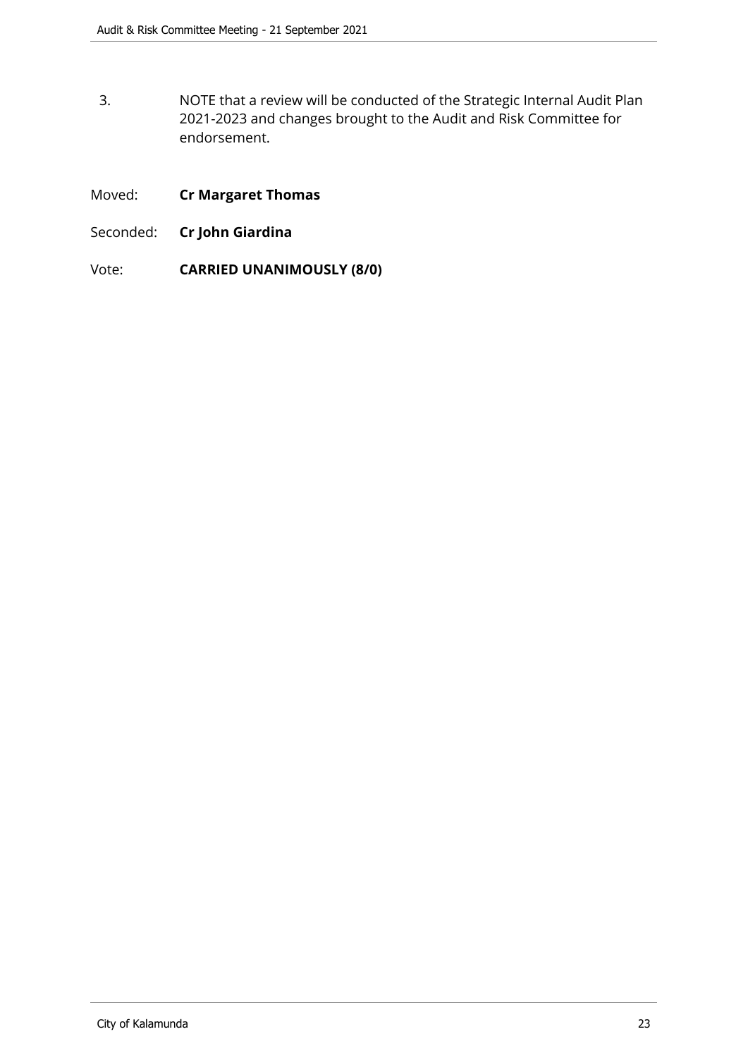3. NOTE that a review will be conducted of the Strategic Internal Audit Plan 2021-2023 and changes brought to the Audit and Risk Committee for endorsement.

Moved: **Cr Margaret Thomas**

Seconded: **Cr John Giardina**

Vote: **CARRIED UNANIMOUSLY (8/0)**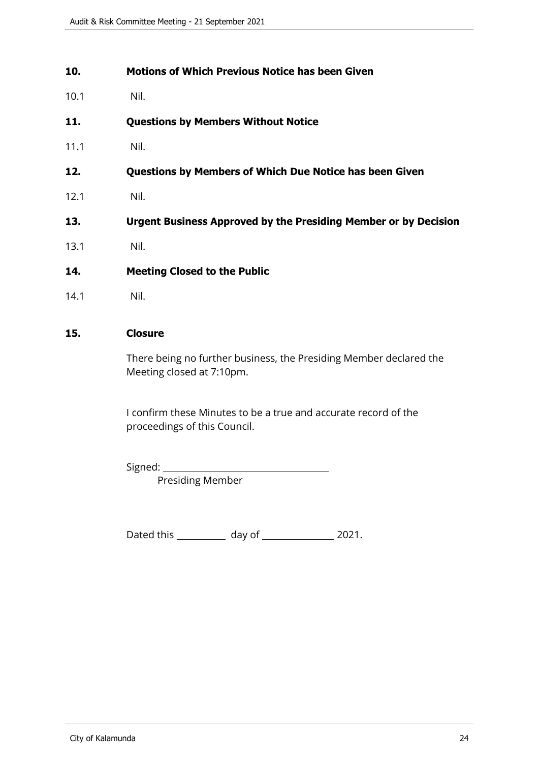## 10. Motions of Which Previous Notice has been Given

10.1 Nil.

## 11. Questions by Members Without Notice

11.1 Nil.

## 12. Questions by Members of Which Due Notice has been Given

12.1 Nil.

## 13. Urgent Business Approved by the Presiding Member or by Decision

13.1 Nil.

## 14. Meeting Closed to the Public

14.1 Nil.

## 15. Closure

There being no further business, the Presiding Member declared the Meeting closed at 7:10pm.

I confirm these Minutes to be a true and accurate record of the proceedings of this Council.

Signed: ___________________________

Presiding Member

Dated this __________ day of _______________ 2021.